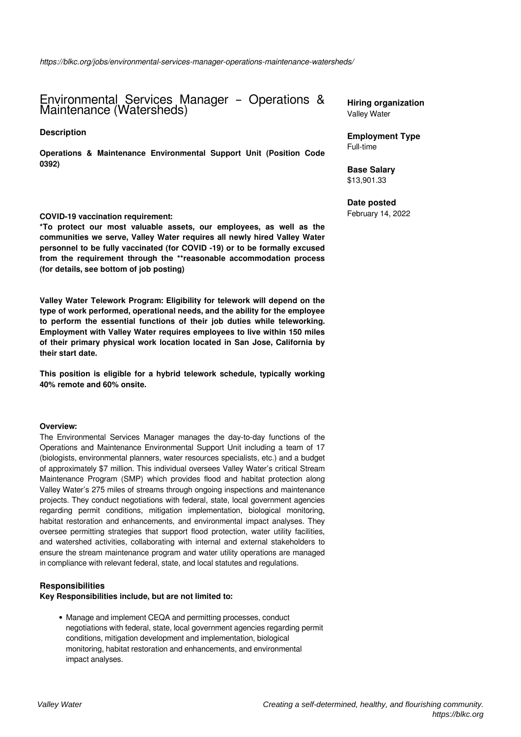https://blkc.org/jobs/environmental-services-manager-operations-maintenance-watersheds/

# Environmental Services Manager – Operations & Maintenance (Watersheds)

**Hiring organization**
Valley Water

**Employment Type**
Full-time

**Base Salary**
$13,901.33

**Date posted**
February 14, 2022

### Description

**Operations & Maintenance Environmental Support Unit (Position Code 0392)**

**COVID-19 vaccination requirement:**
***To protect our most valuable assets, our employees, as well as the communities we serve, Valley Water requires all newly hired Valley Water personnel to be fully vaccinated (for COVID -19) or to be formally excused from the requirement through the **reasonable accommodation process (for details, see bottom of job posting)**

**Valley Water Telework Program: Eligibility for telework will depend on the type of work performed, operational needs, and the ability for the employee to perform the essential functions of their job duties while teleworking. Employment with Valley Water requires employees to live within 150 miles of their primary physical work location located in San Jose, California by their start date.**

**This position is eligible for a hybrid telework schedule, typically working 40% remote and 60% onsite.**

**Overview:**
The Environmental Services Manager manages the day-to-day functions of the Operations and Maintenance Environmental Support Unit including a team of 17 (biologists, environmental planners, water resources specialists, etc.) and a budget of approximately $7 million. This individual oversees Valley Water's critical Stream Maintenance Program (SMP) which provides flood and habitat protection along Valley Water's 275 miles of streams through ongoing inspections and maintenance projects. They conduct negotiations with federal, state, local government agencies regarding permit conditions, mitigation implementation, biological monitoring, habitat restoration and enhancements, and environmental impact analyses. They oversee permitting strategies that support flood protection, water utility facilities, and watershed activities, collaborating with internal and external stakeholders to ensure the stream maintenance program and water utility operations are managed in compliance with relevant federal, state, and local statutes and regulations.

### Responsibilities

**Key Responsibilities include, but are not limited to:**

- Manage and implement CEQA and permitting processes, conduct negotiations with federal, state, local government agencies regarding permit conditions, mitigation development and implementation, biological monitoring, habitat restoration and enhancements, and environmental impact analyses.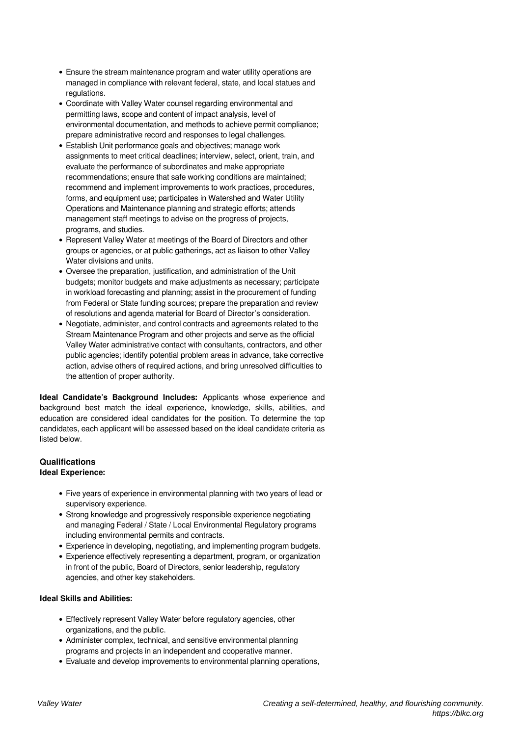- Ensure the stream maintenance program and water utility operations are managed in compliance with relevant federal, state, and local statues and regulations.
- Coordinate with Valley Water counsel regarding environmental and permitting laws, scope and content of impact analysis, level of environmental documentation, and methods to achieve permit compliance; prepare administrative record and responses to legal challenges.
- Establish Unit performance goals and objectives; manage work assignments to meet critical deadlines; interview, select, orient, train, and evaluate the performance of subordinates and make appropriate recommendations; ensure that safe working conditions are maintained; recommend and implement improvements to work practices, procedures, forms, and equipment use; participates in Watershed and Water Utility Operations and Maintenance planning and strategic efforts; attends management staff meetings to advise on the progress of projects, programs, and studies.
- Represent Valley Water at meetings of the Board of Directors and other groups or agencies, or at public gatherings, act as liaison to other Valley Water divisions and units.
- Oversee the preparation, justification, and administration of the Unit budgets; monitor budgets and make adjustments as necessary; participate in workload forecasting and planning; assist in the procurement of funding from Federal or State funding sources; prepare the preparation and review of resolutions and agenda material for Board of Director's consideration.
- Negotiate, administer, and control contracts and agreements related to the Stream Maintenance Program and other projects and serve as the official Valley Water administrative contact with consultants, contractors, and other public agencies; identify potential problem areas in advance, take corrective action, advise others of required actions, and bring unresolved difficulties to the attention of proper authority.

**Ideal Candidate's Background Includes:** Applicants whose experience and background best match the ideal experience, knowledge, skills, abilities, and education are considered ideal candidates for the position. To determine the top candidates, each applicant will be assessed based on the ideal candidate criteria as listed below.

**Qualifications**
**Ideal Experience:**

- Five years of experience in environmental planning with two years of lead or supervisory experience.
- Strong knowledge and progressively responsible experience negotiating and managing Federal / State / Local Environmental Regulatory programs including environmental permits and contracts.
- Experience in developing, negotiating, and implementing program budgets.
- Experience effectively representing a department, program, or organization in front of the public, Board of Directors, senior leadership, regulatory agencies, and other key stakeholders.

**Ideal Skills and Abilities:**

- Effectively represent Valley Water before regulatory agencies, other organizations, and the public.
- Administer complex, technical, and sensitive environmental planning programs and projects in an independent and cooperative manner.
- Evaluate and develop improvements to environmental planning operations,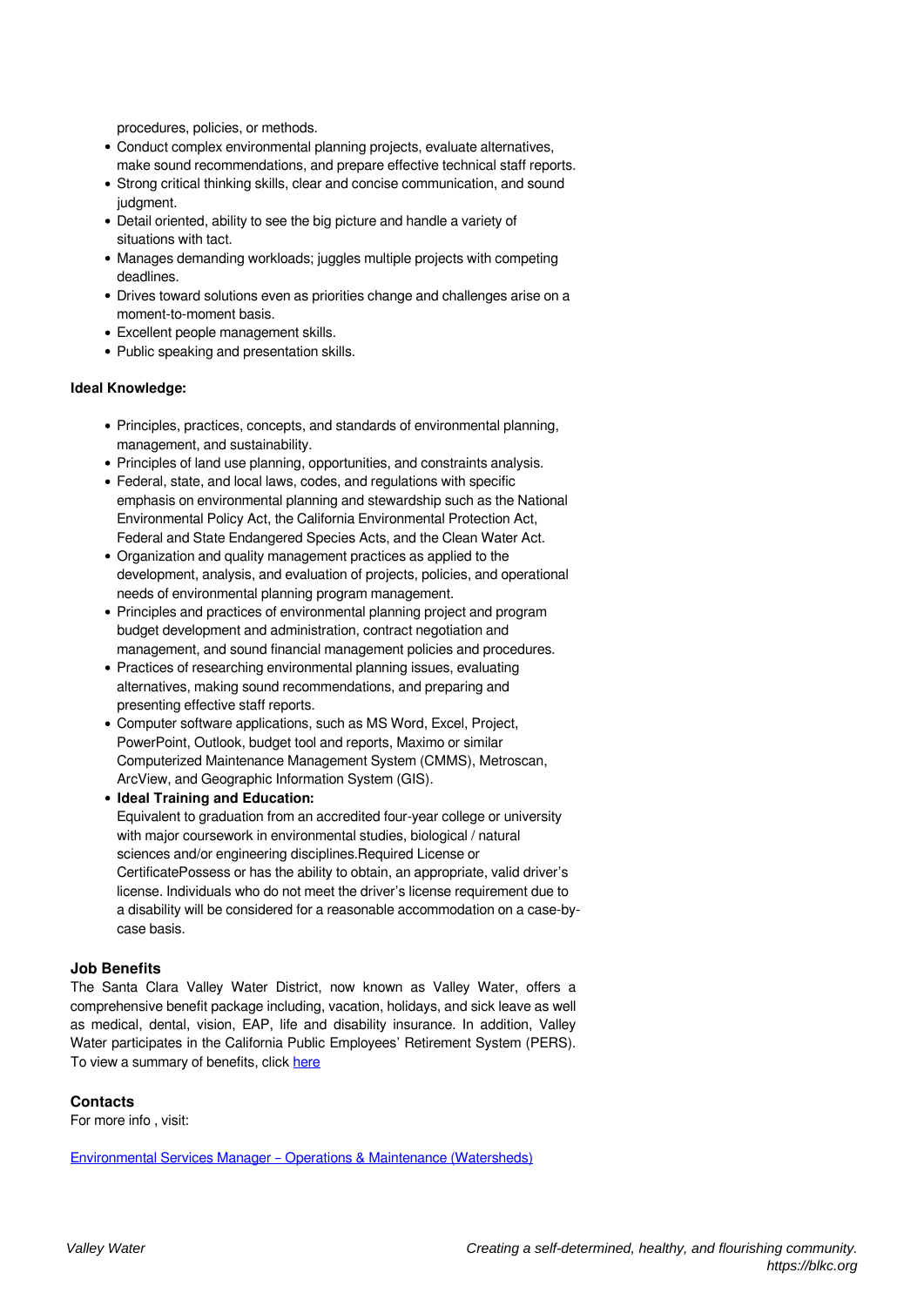procedures, policies, or methods.

- Conduct complex environmental planning projects, evaluate alternatives, make sound recommendations, and prepare effective technical staff reports.
- Strong critical thinking skills, clear and concise communication, and sound judgment.
- Detail oriented, ability to see the big picture and handle a variety of situations with tact.
- Manages demanding workloads; juggles multiple projects with competing deadlines.
- Drives toward solutions even as priorities change and challenges arise on a moment-to-moment basis.
- Excellent people management skills.
- Public speaking and presentation skills.

**Ideal Knowledge:**

- Principles, practices, concepts, and standards of environmental planning, management, and sustainability.
- Principles of land use planning, opportunities, and constraints analysis.
- Federal, state, and local laws, codes, and regulations with specific emphasis on environmental planning and stewardship such as the National Environmental Policy Act, the California Environmental Protection Act, Federal and State Endangered Species Acts, and the Clean Water Act.
- Organization and quality management practices as applied to the development, analysis, and evaluation of projects, policies, and operational needs of environmental planning program management.
- Principles and practices of environmental planning project and program budget development and administration, contract negotiation and management, and sound financial management policies and procedures.
- Practices of researching environmental planning issues, evaluating alternatives, making sound recommendations, and preparing and presenting effective staff reports.
- Computer software applications, such as MS Word, Excel, Project, PowerPoint, Outlook, budget tool and reports, Maximo or similar Computerized Maintenance Management System (CMMS), Metroscan, ArcView, and Geographic Information System (GIS).
- **Ideal Training and Education:**
  Equivalent to graduation from an accredited four-year college or university with major coursework in environmental studies, biological / natural sciences and/or engineering disciplines.Required License or CertificatePossess or has the ability to obtain, an appropriate, valid driver's license. Individuals who do not meet the driver's license requirement due to a disability will be considered for a reasonable accommodation on a case-by-case basis.

**Job Benefits**

The Santa Clara Valley Water District, now known as Valley Water, offers a comprehensive benefit package including, vacation, holidays, and sick leave as well as medical, dental, vision, EAP, life and disability insurance. In addition, Valley Water participates in the California Public Employees' Retirement System (PERS). To view a summary of benefits, click here

**Contacts**

For more info , visit:

Environmental Services Manager – Operations & Maintenance (Watersheds)